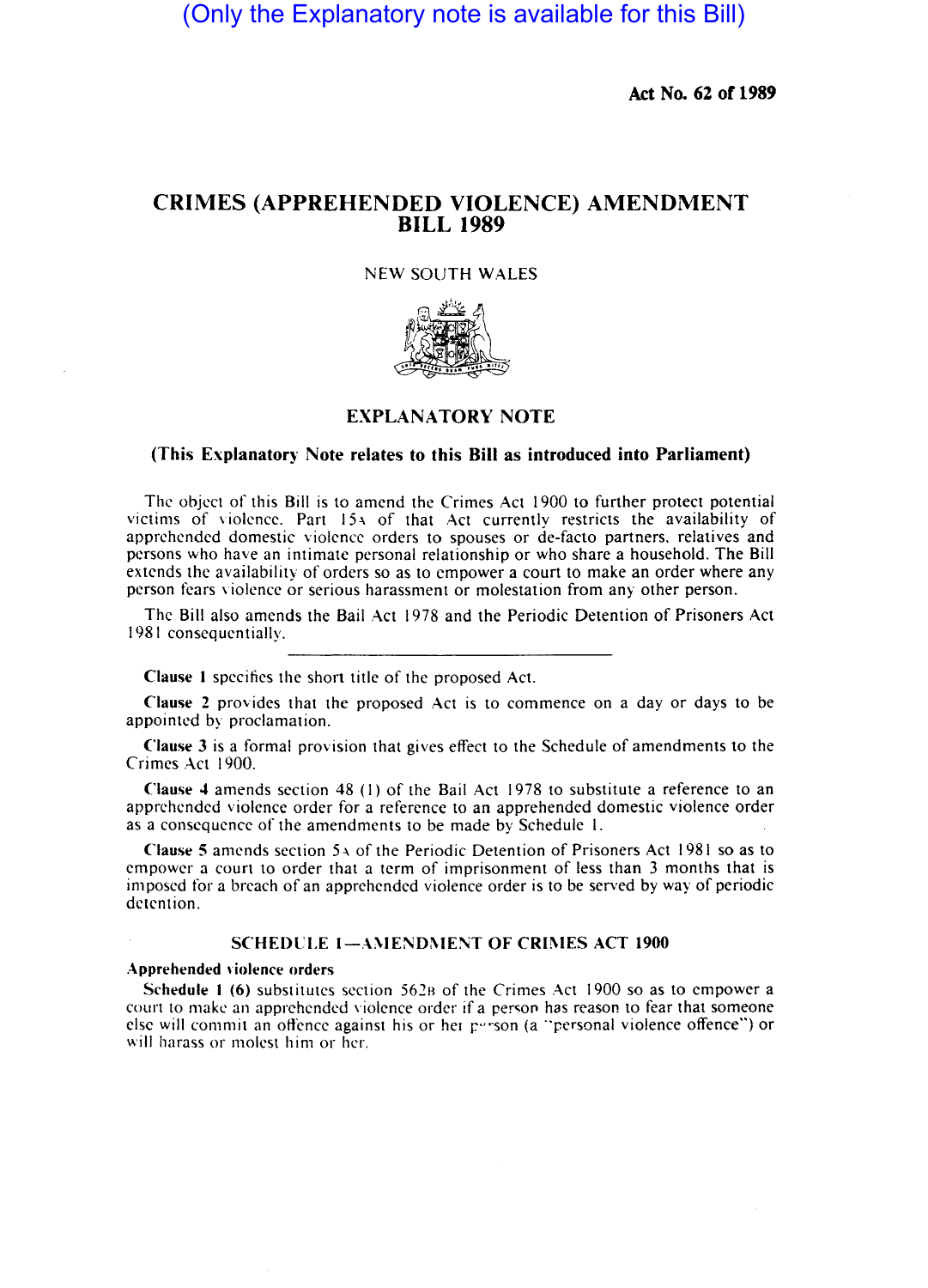(Only the Explanatory note is available for this Bill)

**Act No. 62 of 1989**

# CRIMES (APPREHENDED VIOLENCE) AMENDMENT BILL 1989

NEW SOUTH WALES

## EXPLANATORY NOTE

**(This Explanatory Note relates to this Bill as introduced into Parliament)**

The object of this Bill is to amend the Crimes Act 1900 to further protect potential victims of violence. Part 15A of that Act currently restricts the availability of apprehended domestic violence orders to spouses or de-facto partners, relatives and persons who have an intimate personal relationship or who share a household. The Bill extends the availability of orders so as to empower a court to make an order where any person fears violence or serious harassment or molestation from any other person.

The Bill also amends the Bail Act 1978 and the Periodic Detention of Prisoners Act 1981 consequentially.

---

**Clause 1** specifies the short title of the proposed Act.

**Clause 2** provides that the proposed Act is to commence on a day or days to be appointed by proclamation.

**Clause 3** is a formal provision that gives effect to the Schedule of amendments to the Crimes Act 1900.

**Clause 4** amends section 48 (1) of the Bail Act 1978 to substitute a reference to an apprehended violence order for a reference to an apprehended domestic violence order as a consequence of the amendments to be made by Schedule 1.

**Clause 5** amends section 5A of the Periodic Detention of Prisoners Act 1981 so as to empower a court to order that a term of imprisonment of less than 3 months that is imposed for a breach of an apprehended violence order is to be served by way of periodic detention.

### SCHEDULE 1—AMENDMENT OF CRIMES ACT 1900

**Apprehended violence orders**

**Schedule 1 (6)** substitutes section 562B of the Crimes Act 1900 so as to empower a court to make an apprehended violence order if a person has reason to fear that someone else will commit an offence against his or her person (a "personal violence offence") or will harass or molest him or her.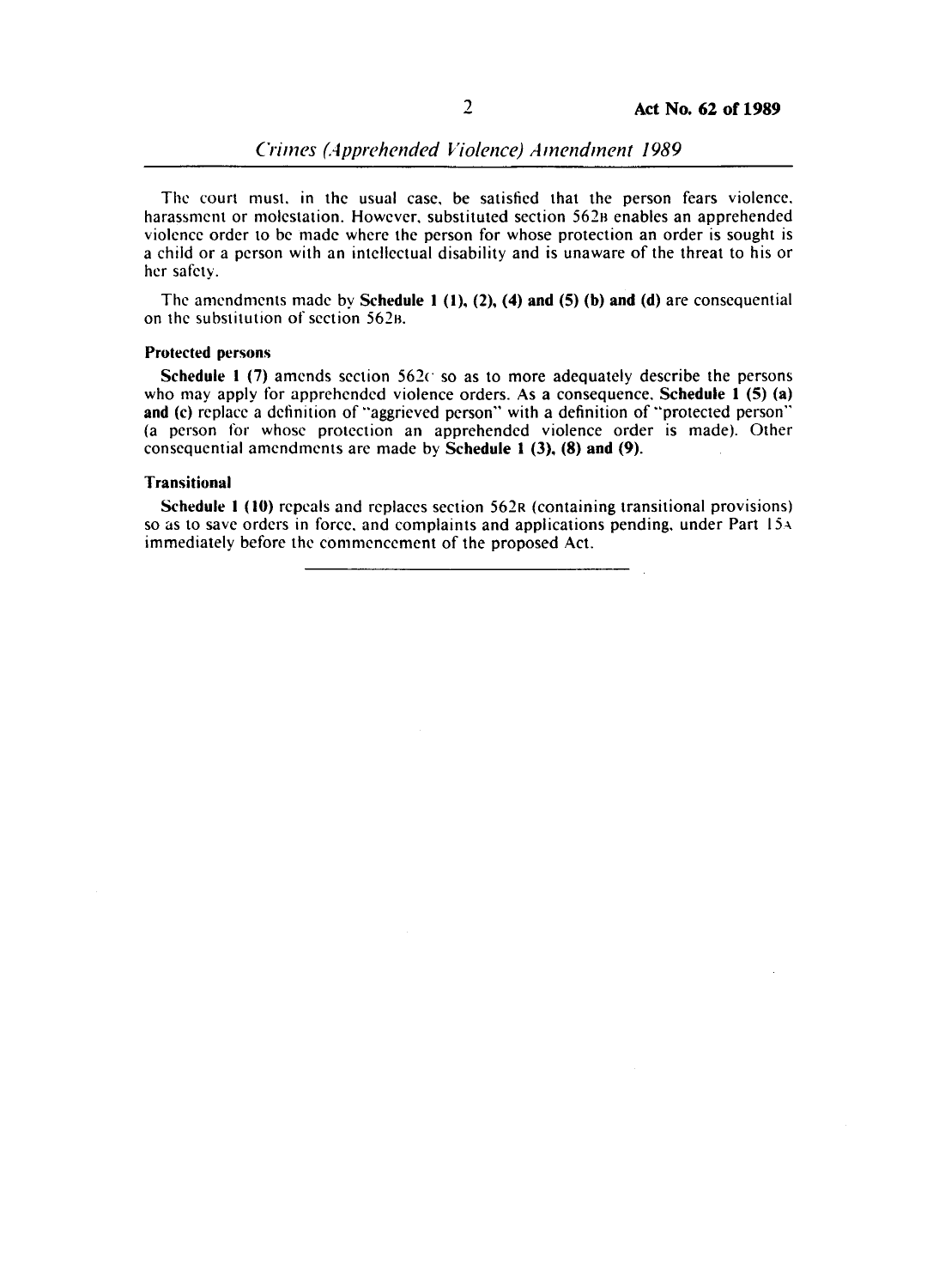The court must, in the usual case, be satisfied that the person fears violence, harassment or molestation. However, substituted section 562B enables an apprehended violence order to be made where the person for whose protection an order is sought is a child or a person with an intellectual disability and is unaware of the threat to his or her safety.

The amendments made by **Schedule 1 (1), (2), (4) and (5) (b) and (d)** are consequential on the substitution of section 562B.

#### Protected persons

**Schedule 1 (7)** amends section 562C so as to more adequately describe the persons who may apply for apprehended violence orders. As a consequence, **Schedule 1 (5) (a) and (c)** replace a definition of "aggrieved person" with a definition of "protected person" (a person for whose protection an apprehended violence order is made). Other consequential amendments are made by **Schedule 1 (3), (8) and (9).**

#### Transitional

**Schedule 1 (10)** repeals and replaces section 562R (containing transitional provisions) so as to save orders in force, and complaints and applications pending, under Part 15A immediately before the commencement of the proposed Act.